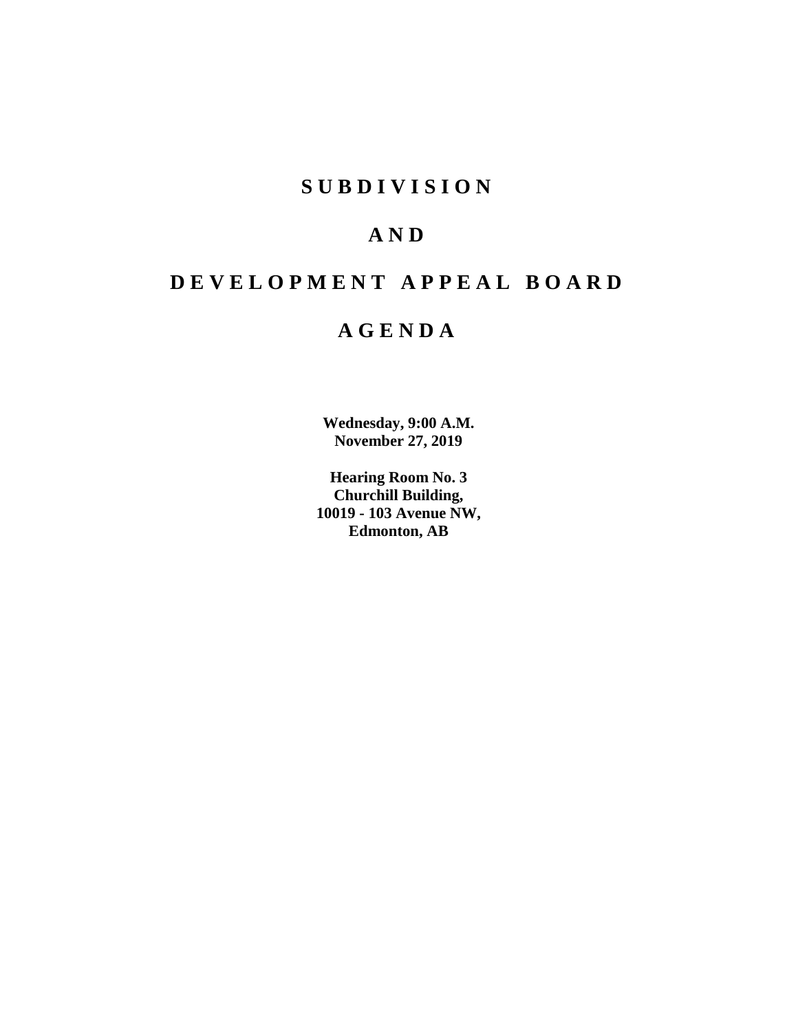# S U B D I V I S I O N

# A N D

# D E V E L O P M E N T   A P P E A L   B O A R D

# A G E N D A

**Wednesday, 9:00 A.M.**
**November 27, 2019**

**Hearing Room No. 3**
**Churchill Building,**
**10019 - 103 Avenue NW,**
**Edmonton, AB**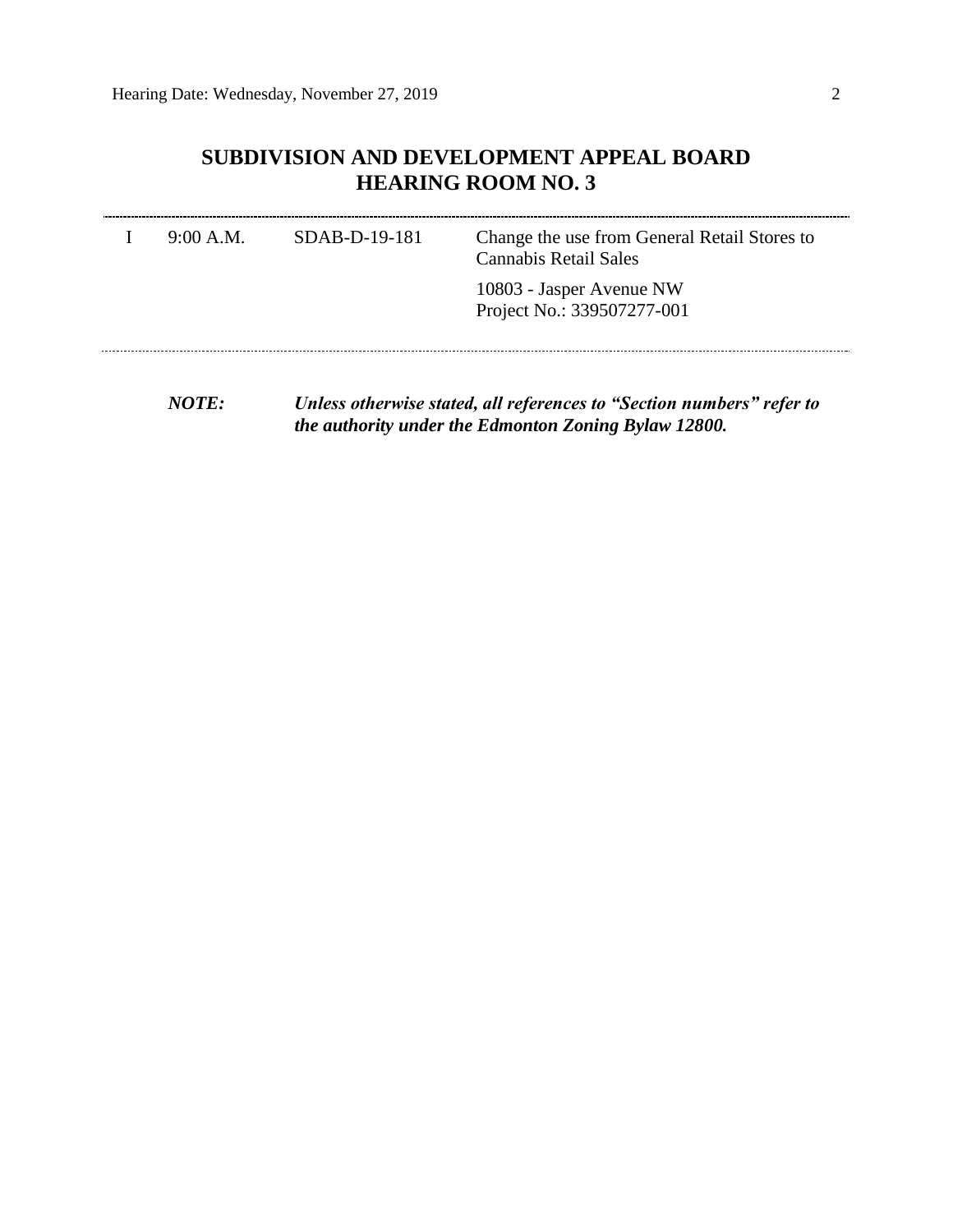# SUBDIVISION AND DEVELOPMENT APPEAL BOARD
# HEARING ROOM NO. 3

| | | | |
|---|---|---|---|
| I | 9:00 A.M. | SDAB-D-19-181 | Change the use from General Retail Stores to Cannabis Retail Sales<br><br>10803 - Jasper Avenue NW<br>Project No.: 339507277-001 |

***NOTE:*** ***Unless otherwise stated, all references to "Section numbers" refer to the authority under the Edmonton Zoning Bylaw 12800.***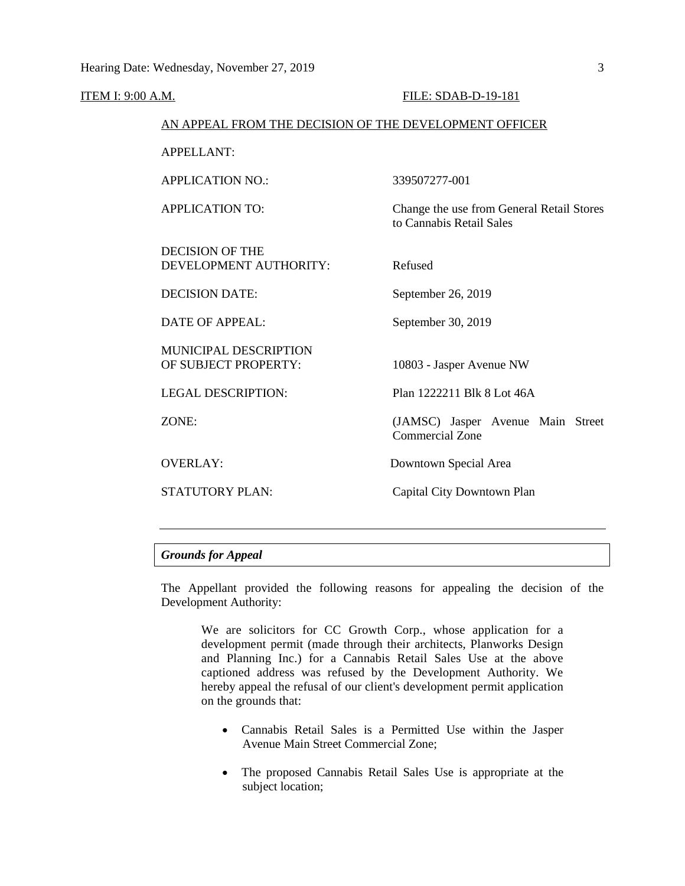ITEM I: 9:00 A.M. FILE: SDAB-D-19-181

AN APPEAL FROM THE DECISION OF THE DEVELOPMENT OFFICER

| | |
|---|---|
| APPELLANT: | |
| APPLICATION NO.: | 339507277-001 |
| APPLICATION TO: | Change the use from General Retail Stores to Cannabis Retail Sales |
| DECISION OF THE DEVELOPMENT AUTHORITY: | Refused |
| DECISION DATE: | September 26, 2019 |
| DATE OF APPEAL: | September 30, 2019 |
| MUNICIPAL DESCRIPTION OF SUBJECT PROPERTY: | 10803 - Jasper Avenue NW |
| LEGAL DESCRIPTION: | Plan 1222211 Blk 8 Lot 46A |
| ZONE: | (JAMSC) Jasper Avenue Main Street Commercial Zone |
| OVERLAY: | Downtown Special Area |
| STATUTORY PLAN: | Capital City Downtown Plan |

---

***Grounds for Appeal***

The Appellant provided the following reasons for appealing the decision of the Development Authority:

> We are solicitors for CC Growth Corp., whose application for a development permit (made through their architects, Planworks Design and Planning Inc.) for a Cannabis Retail Sales Use at the above captioned address was refused by the Development Authority. We hereby appeal the refusal of our client's development permit application on the grounds that:
>
> - Cannabis Retail Sales is a Permitted Use within the Jasper Avenue Main Street Commercial Zone;
> - The proposed Cannabis Retail Sales Use is appropriate at the subject location;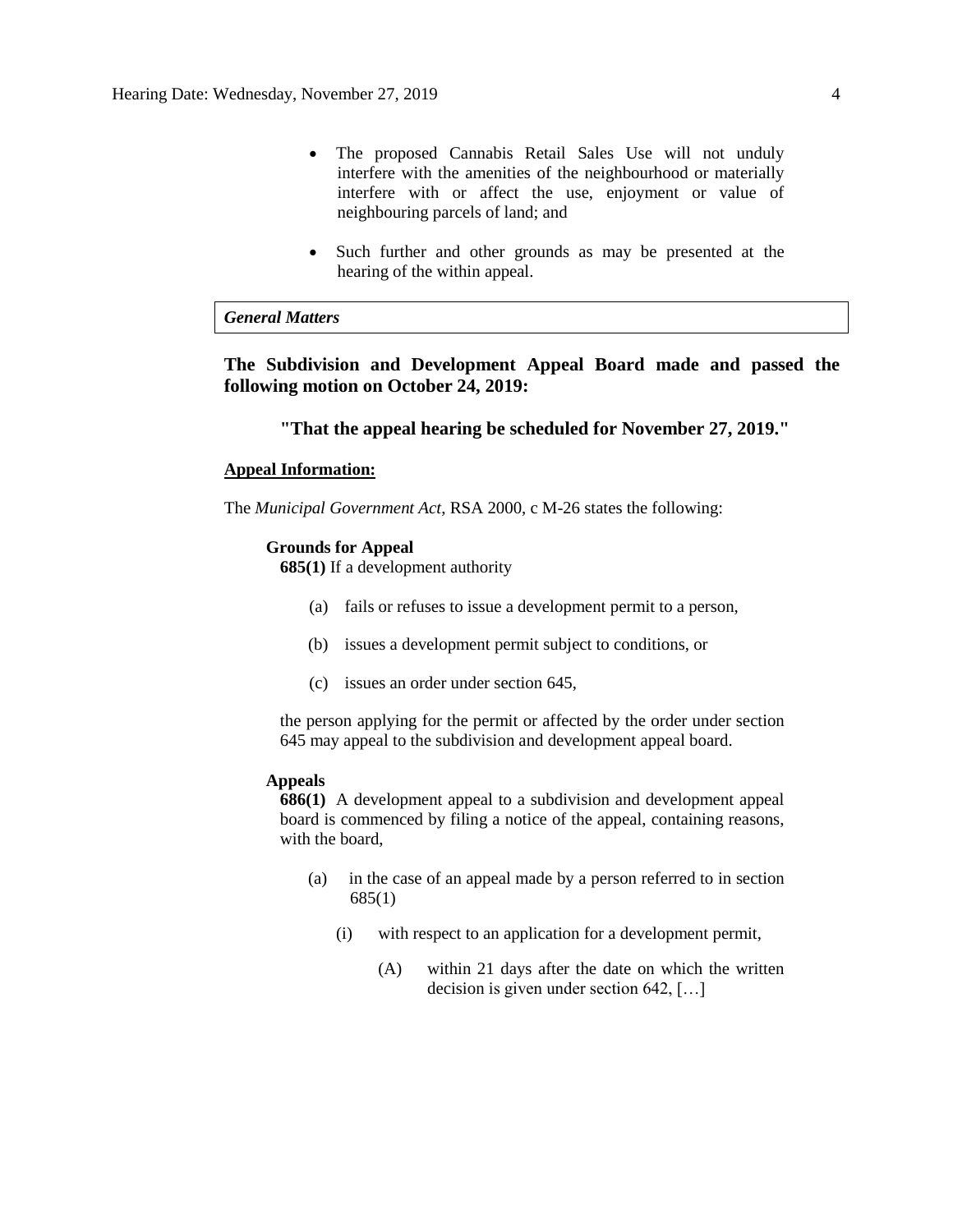- The proposed Cannabis Retail Sales Use will not unduly interfere with the amenities of the neighbourhood or materially interfere with or affect the use, enjoyment or value of neighbouring parcels of land; and
- Such further and other grounds as may be presented at the hearing of the within appeal.

***General Matters***

**The Subdivision and Development Appeal Board made and passed the following motion on October 24, 2019:**

**"That the appeal hearing be scheduled for November 27, 2019."**

**Appeal Information:**

The *Municipal Government Act*, RSA 2000, c M-26 states the following:

**Grounds for Appeal**

**685(1)** If a development authority

(a) fails or refuses to issue a development permit to a person,

(b) issues a development permit subject to conditions, or

(c) issues an order under section 645,

the person applying for the permit or affected by the order under section 645 may appeal to the subdivision and development appeal board.

**Appeals**

**686(1)** A development appeal to a subdivision and development appeal board is commenced by filing a notice of the appeal, containing reasons, with the board,

(a) in the case of an appeal made by a person referred to in section 685(1)

(i) with respect to an application for a development permit,

(A) within 21 days after the date on which the written decision is given under section 642, […]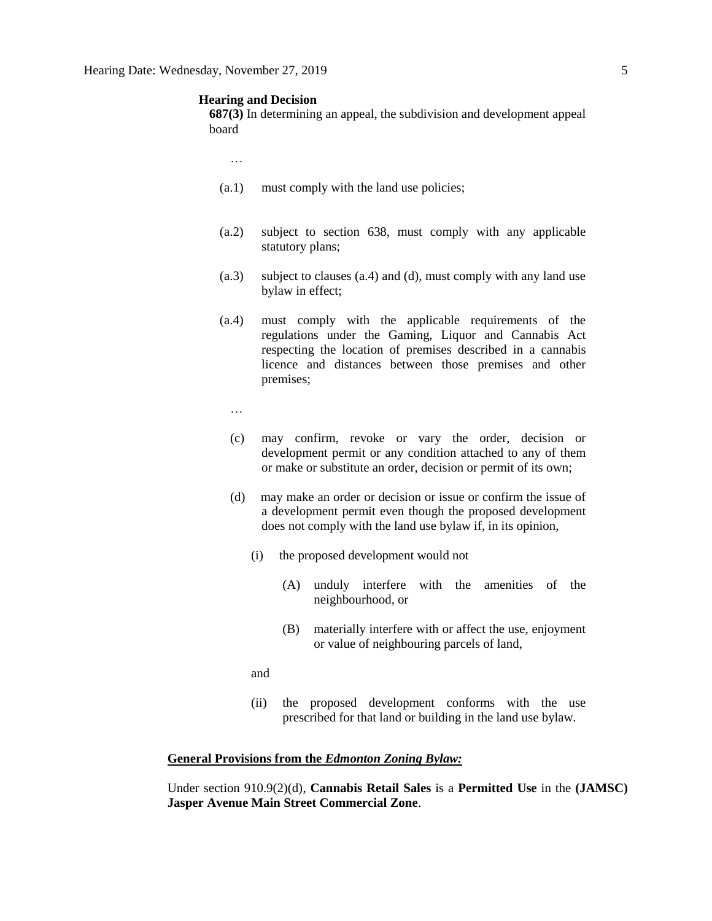**Hearing and Decision**

**687(3)** In determining an appeal, the subdivision and development appeal board

…

(a.1) must comply with the land use policies;

(a.2) subject to section 638, must comply with any applicable statutory plans;

(a.3) subject to clauses (a.4) and (d), must comply with any land use bylaw in effect;

(a.4) must comply with the applicable requirements of the regulations under the Gaming, Liquor and Cannabis Act respecting the location of premises described in a cannabis licence and distances between those premises and other premises;

…

(c) may confirm, revoke or vary the order, decision or development permit or any condition attached to any of them or make or substitute an order, decision or permit of its own;

(d) may make an order or decision or issue or confirm the issue of a development permit even though the proposed development does not comply with the land use bylaw if, in its opinion,

(i) the proposed development would not

(A) unduly interfere with the amenities of the neighbourhood, or

(B) materially interfere with or affect the use, enjoyment or value of neighbouring parcels of land,

and

(ii) the proposed development conforms with the use prescribed for that land or building in the land use bylaw.

**General Provisions from the *Edmonton Zoning Bylaw:***

Under section 910.9(2)(d), **Cannabis Retail Sales** is a **Permitted Use** in the **(JAMSC) Jasper Avenue Main Street Commercial Zone**.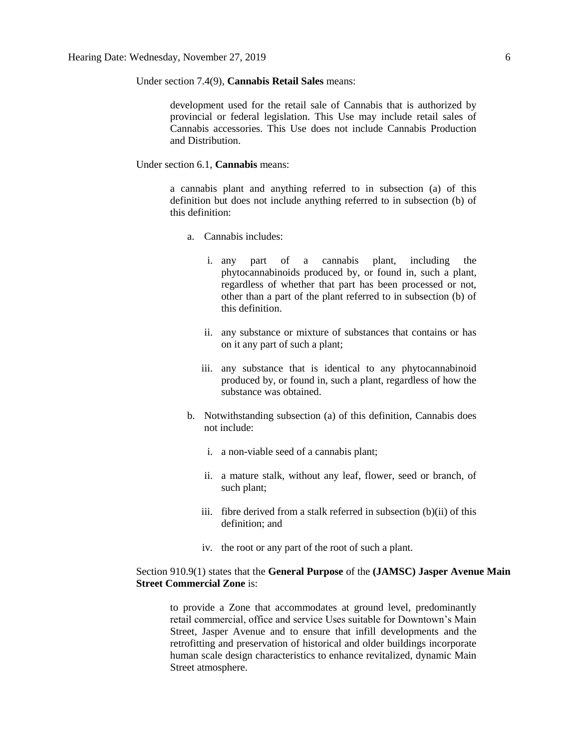Under section 7.4(9), **Cannabis Retail Sales** means:

> development used for the retail sale of Cannabis that is authorized by provincial or federal legislation. This Use may include retail sales of Cannabis accessories. This Use does not include Cannabis Production and Distribution.

Under section 6.1, **Cannabis** means:

> a cannabis plant and anything referred to in subsection (a) of this definition but does not include anything referred to in subsection (b) of this definition:
>
> a. Cannabis includes:
>
>    i. any part of a cannabis plant, including the phytocannabinoids produced by, or found in, such a plant, regardless of whether that part has been processed or not, other than a part of the plant referred to in subsection (b) of this definition.
>
>    ii. any substance or mixture of substances that contains or has on it any part of such a plant;
>
>    iii. any substance that is identical to any phytocannabinoid produced by, or found in, such a plant, regardless of how the substance was obtained.
>
> b. Notwithstanding subsection (a) of this definition, Cannabis does not include:
>
>    i. a non-viable seed of a cannabis plant;
>
>    ii. a mature stalk, without any leaf, flower, seed or branch, of such plant;
>
>    iii. fibre derived from a stalk referred in subsection (b)(ii) of this definition; and
>
>    iv. the root or any part of the root of such a plant.

Section 910.9(1) states that the **General Purpose** of the **(JAMSC) Jasper Avenue Main Street Commercial Zone** is:

> to provide a Zone that accommodates at ground level, predominantly retail commercial, office and service Uses suitable for Downtown's Main Street, Jasper Avenue and to ensure that infill developments and the retrofitting and preservation of historical and older buildings incorporate human scale design characteristics to enhance revitalized, dynamic Main Street atmosphere.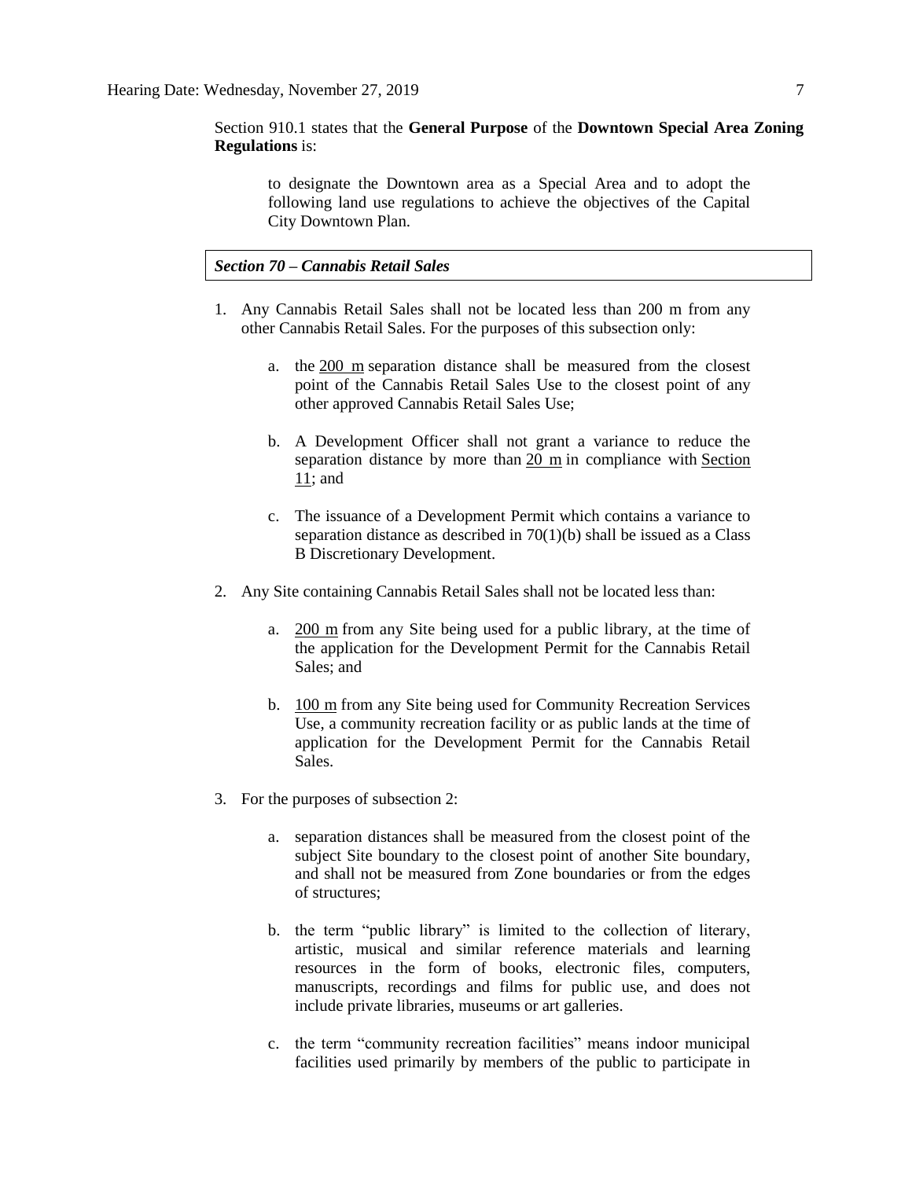Section 910.1 states that the **General Purpose** of the **Downtown Special Area Zoning Regulations** is:

> to designate the Downtown area as a Special Area and to adopt the following land use regulations to achieve the objectives of the Capital City Downtown Plan.

***Section 70 – Cannabis Retail Sales***

1. Any Cannabis Retail Sales shall not be located less than 200 m from any other Cannabis Retail Sales. For the purposes of this subsection only:

    a. the 200 m separation distance shall be measured from the closest point of the Cannabis Retail Sales Use to the closest point of any other approved Cannabis Retail Sales Use;

    b. A Development Officer shall not grant a variance to reduce the separation distance by more than 20 m in compliance with Section 11; and

    c. The issuance of a Development Permit which contains a variance to separation distance as described in 70(1)(b) shall be issued as a Class B Discretionary Development.

2. Any Site containing Cannabis Retail Sales shall not be located less than:

    a. 200 m from any Site being used for a public library, at the time of the application for the Development Permit for the Cannabis Retail Sales; and

    b. 100 m from any Site being used for Community Recreation Services Use, a community recreation facility or as public lands at the time of application for the Development Permit for the Cannabis Retail Sales.

3. For the purposes of subsection 2:

    a. separation distances shall be measured from the closest point of the subject Site boundary to the closest point of another Site boundary, and shall not be measured from Zone boundaries or from the edges of structures;

    b. the term "public library" is limited to the collection of literary, artistic, musical and similar reference materials and learning resources in the form of books, electronic files, computers, manuscripts, recordings and films for public use, and does not include private libraries, museums or art galleries.

    c. the term "community recreation facilities" means indoor municipal facilities used primarily by members of the public to participate in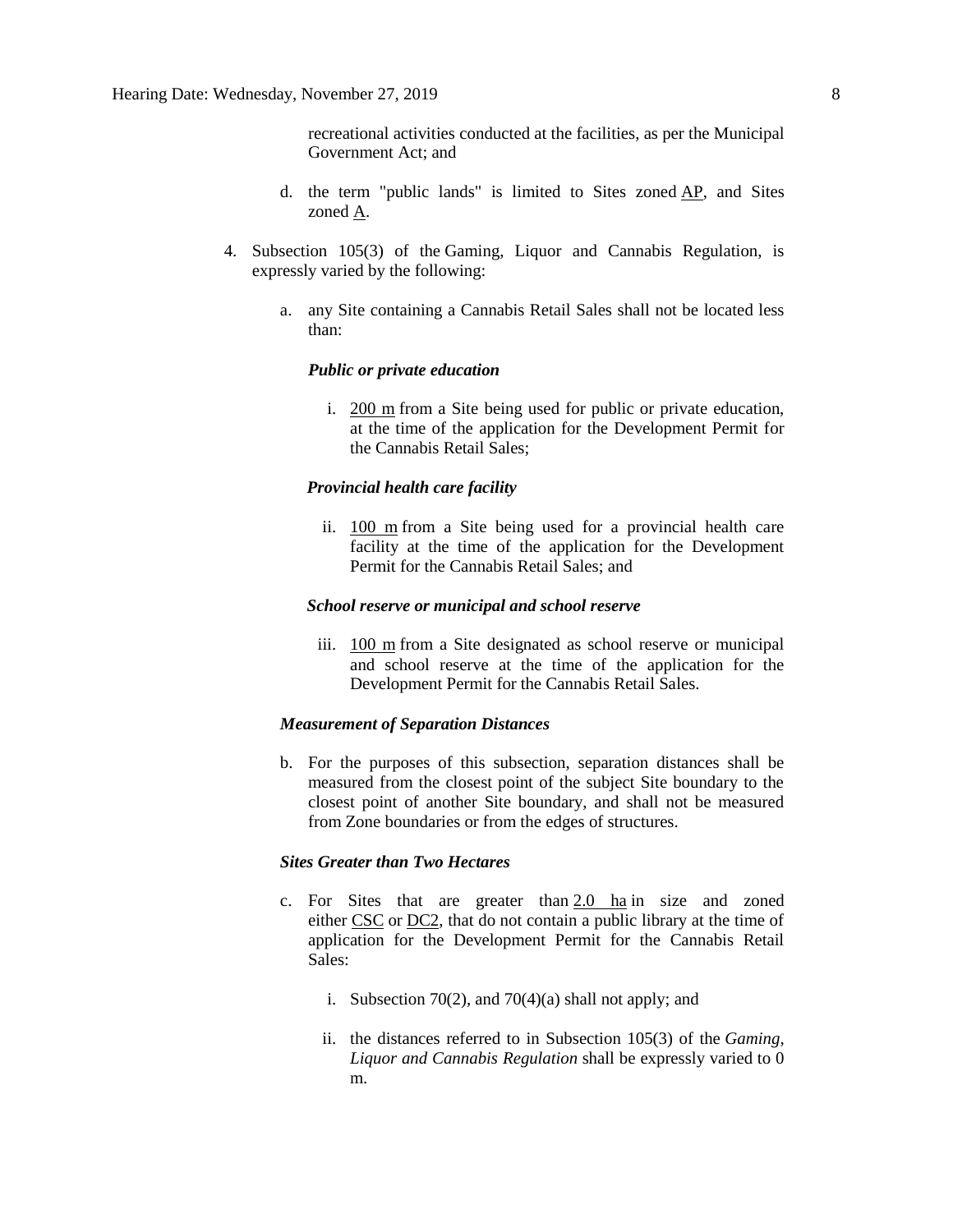recreational activities conducted at the facilities, as per the Municipal Government Act; and

d. the term "public lands" is limited to Sites zoned AP, and Sites zoned A.

4. Subsection 105(3) of the Gaming, Liquor and Cannabis Regulation, is expressly varied by the following:

   a. any Site containing a Cannabis Retail Sales shall not be located less than:

      ***Public or private education***

      i. 200 m from a Site being used for public or private education, at the time of the application for the Development Permit for the Cannabis Retail Sales;

      ***Provincial health care facility***

      ii. 100 m from a Site being used for a provincial health care facility at the time of the application for the Development Permit for the Cannabis Retail Sales; and

      ***School reserve or municipal and school reserve***

      iii. 100 m from a Site designated as school reserve or municipal and school reserve at the time of the application for the Development Permit for the Cannabis Retail Sales.

   ***Measurement of Separation Distances***

   b. For the purposes of this subsection, separation distances shall be measured from the closest point of the subject Site boundary to the closest point of another Site boundary, and shall not be measured from Zone boundaries or from the edges of structures.

   ***Sites Greater than Two Hectares***

   c. For Sites that are greater than 2.0 ha in size and zoned either CSC or DC2, that do not contain a public library at the time of application for the Development Permit for the Cannabis Retail Sales:

      i. Subsection 70(2), and 70(4)(a) shall not apply; and

      ii. the distances referred to in Subsection 105(3) of the *Gaming, Liquor and Cannabis Regulation* shall be expressly varied to 0 m.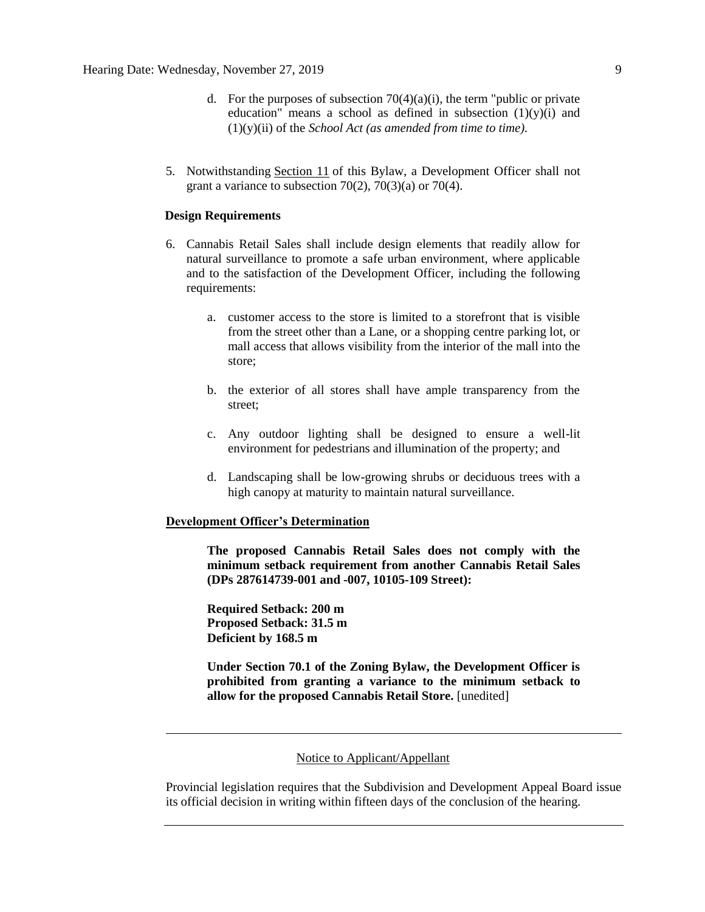d. For the purposes of subsection 70(4)(a)(i), the term "public or private education" means a school as defined in subsection (1)(y)(i) and (1)(y)(ii) of the *School Act (as amended from time to time).*

5. Notwithstanding Section 11 of this Bylaw, a Development Officer shall not grant a variance to subsection 70(2), 70(3)(a) or 70(4).

**Design Requirements**

6. Cannabis Retail Sales shall include design elements that readily allow for natural surveillance to promote a safe urban environment, where applicable and to the satisfaction of the Development Officer, including the following requirements:

   a. customer access to the store is limited to a storefront that is visible from the street other than a Lane, or a shopping centre parking lot, or mall access that allows visibility from the interior of the mall into the store;

   b. the exterior of all stores shall have ample transparency from the street;

   c. Any outdoor lighting shall be designed to ensure a well-lit environment for pedestrians and illumination of the property; and

   d. Landscaping shall be low-growing shrubs or deciduous trees with a high canopy at maturity to maintain natural surveillance.

**Development Officer's Determination**

**The proposed Cannabis Retail Sales does not comply with the minimum setback requirement from another Cannabis Retail Sales (DPs 287614739-001 and -007, 10105-109 Street):**

**Required Setback: 200 m**
**Proposed Setback: 31.5 m**
**Deficient by 168.5 m**

**Under Section 70.1 of the Zoning Bylaw, the Development Officer is prohibited from granting a variance to the minimum setback to allow for the proposed Cannabis Retail Store.** [unedited]

---

Notice to Applicant/Appellant

Provincial legislation requires that the Subdivision and Development Appeal Board issue its official decision in writing within fifteen days of the conclusion of the hearing.

---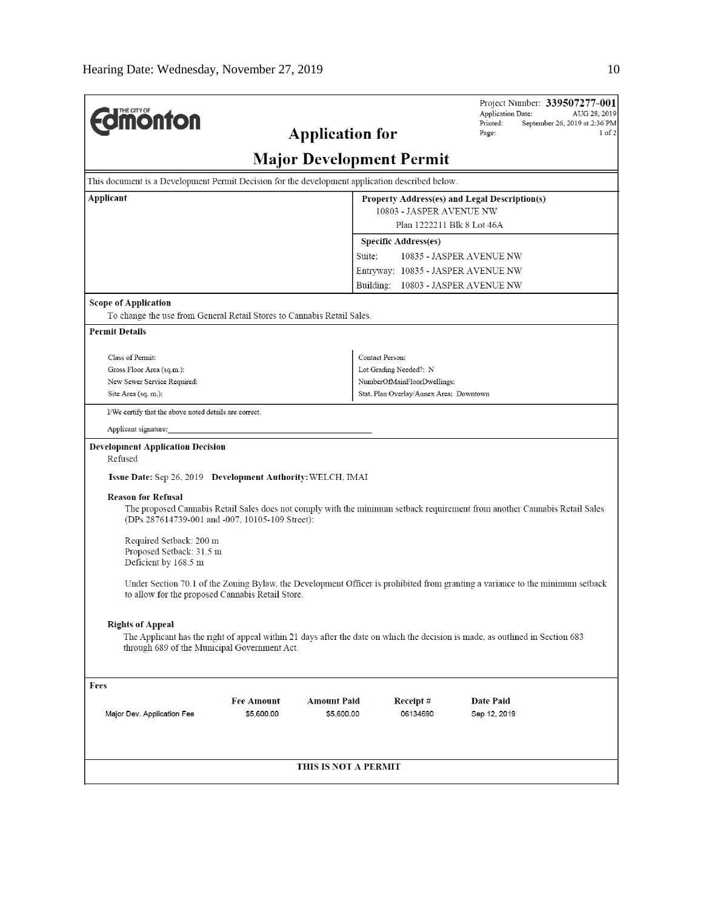Hearing Date: Wednesday, November 27, 2019

THE CITY OF Edmonton

Project Number: **339507277-001**
Application Date: AUG 28, 2019
Printed: September 26, 2019 at 2:36 PM
Page: 1 of 2

# Application for

# Major Development Permit

This document is a Development Permit Decision for the development application described below.

**Applicant**

**Property Address(es) and Legal Description(s)**
10803 - JASPER AVENUE NW
Plan 1222211 Blk 8 Lot 46A

**Specific Address(es)**
Suite: 10835 - JASPER AVENUE NW
Entryway: 10835 - JASPER AVENUE NW
Building: 10803 - JASPER AVENUE NW

**Scope of Application**

To change the use from General Retail Stores to Cannabis Retail Sales.

**Permit Details**

Class of Permit:
Gross Floor Area (sq.m.):
New Sewer Service Required:
Site Area (sq. m.):

Contact Person:
Lot Grading Needed?: N
NumberOfMainFloorDwellings:
Stat. Plan Overlay/Annex Area: Downtown

I/We certify that the above noted details are correct.

Applicant signature:_______________________________________________

**Development Application Decision**

Refused

**Issue Date:** Sep 26, 2019 **Development Authority:** WELCH, IMAI

**Reason for Refusal**

The proposed Cannabis Retail Sales does not comply with the minimum setback requirement from another Cannabis Retail Sales (DPs 287614739-001 and -007, 10105-109 Street):

Required Setback: 200 m
Proposed Setback: 31.5 m
Deficient by 168.5 m

Under Section 70.1 of the Zoning Bylaw, the Development Officer is prohibited from granting a variance to the minimum setback to allow for the proposed Cannabis Retail Store.

**Rights of Appeal**

The Applicant has the right of appeal within 21 days after the date on which the decision is made, as outlined in Section 683 through 689 of the Municipal Government Act.

**Fees**

| | Fee Amount | Amount Paid | Receipt # | Date Paid |
|---|---|---|---|---|
| Major Dev. Application Fee | $5,600.00 | $5,600.00 | 06134690 | Sep 12, 2019 |

**THIS IS NOT A PERMIT**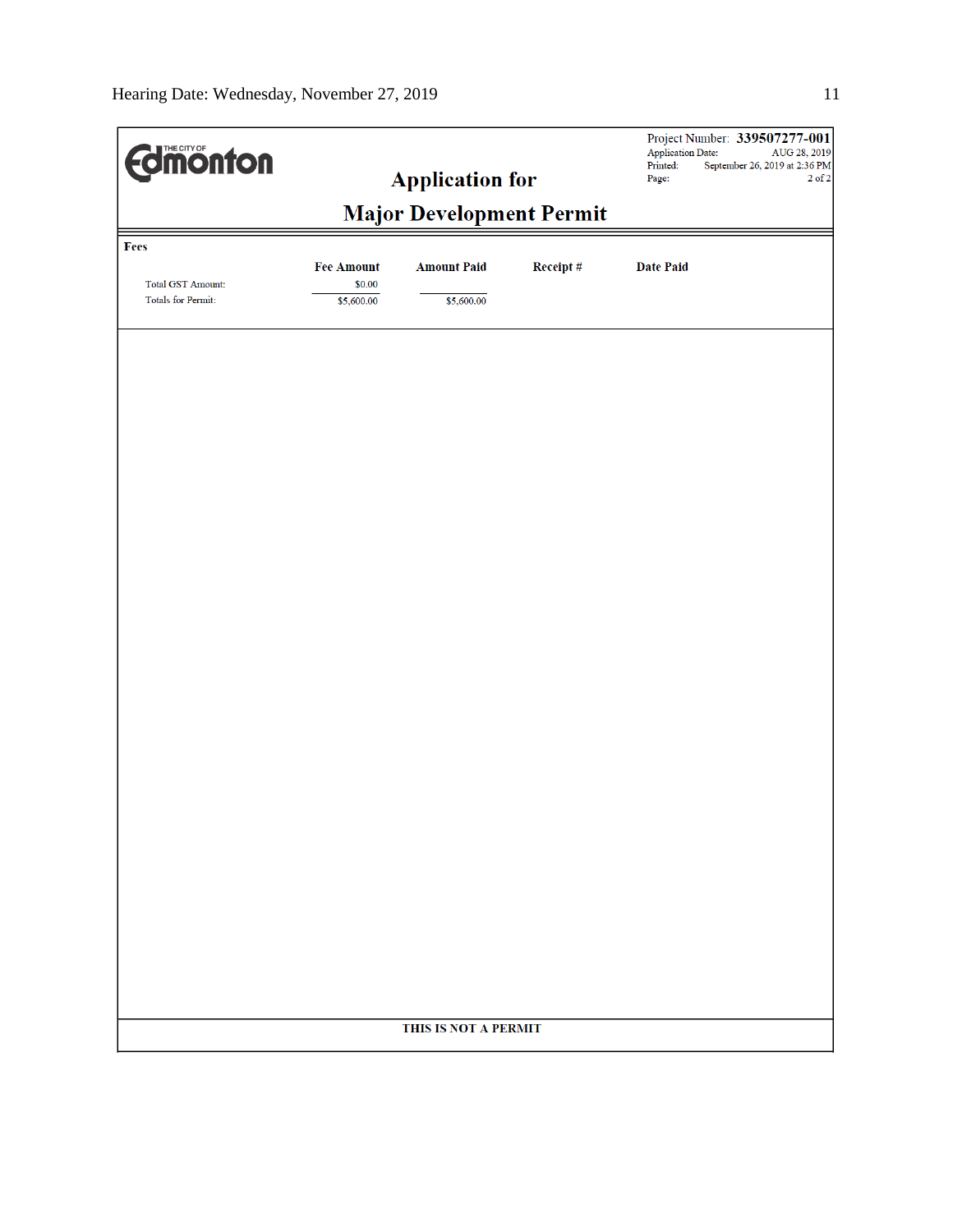THE CITY OF Edmonton

Project Number: **339507277-001**
Application Date: AUG 28, 2019
Printed: September 26, 2019 at 2:36 PM
Page: 2 of 2

# Application for

# Major Development Permit

**Fees**

| | Fee Amount | Amount Paid | Receipt # | Date Paid |
|---|---|---|---|---|
| Total GST Amount: | $0.00 | | | |
| Totals for Permit: | $5,600.00 | $5,600.00 | | |

**THIS IS NOT A PERMIT**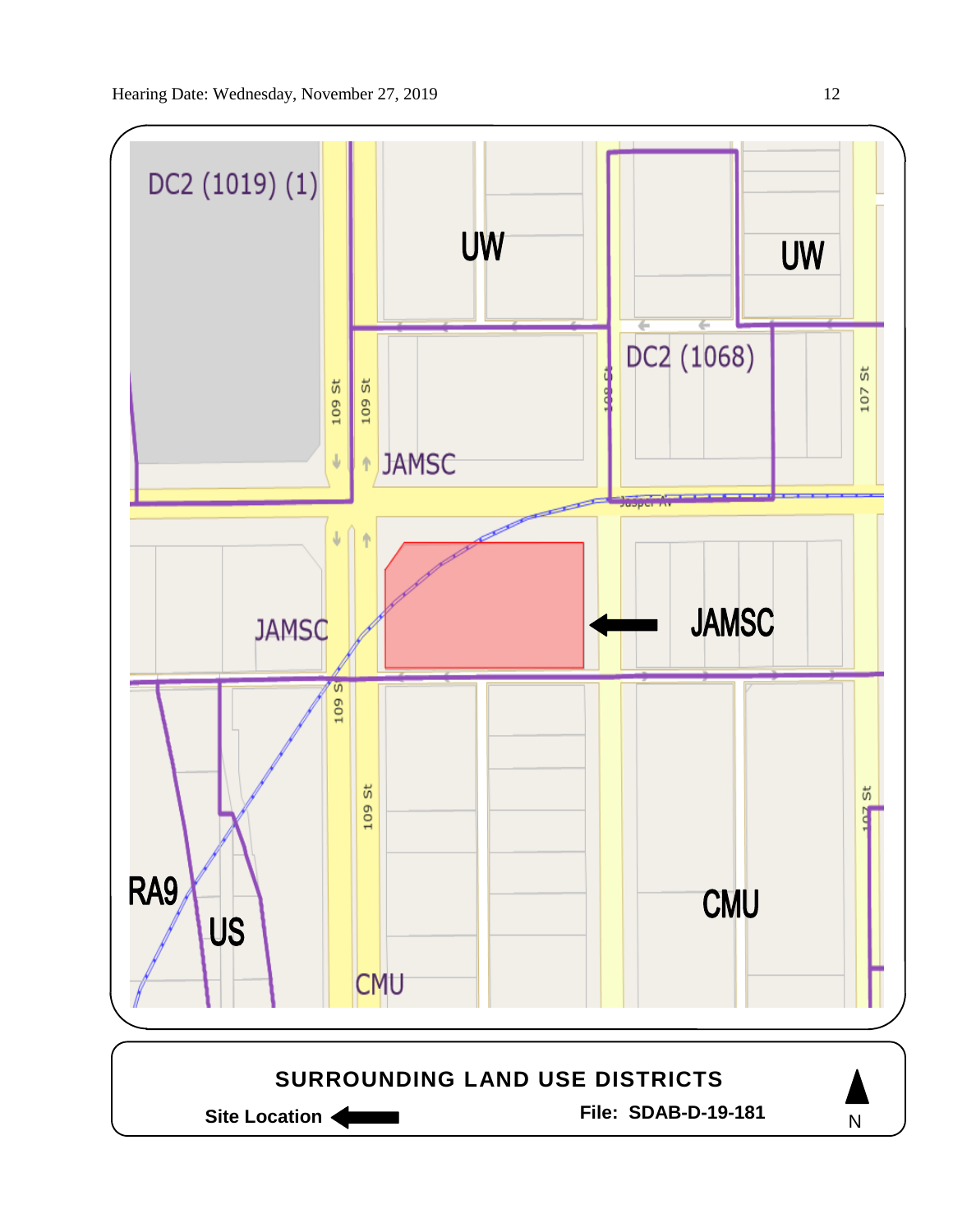DC2 (1019) (1)

UW

UW

DC2 (1068)

109 St

109 St

108 St

107 St

JAMSC

Jasper Av

JAMSC

JAMSC

109 St

109 St

107 St

RA9

US

CMU

CMU

**SURROUNDING LAND USE DISTRICTS**

**Site Location**

**File: SDAB-D-19-181**

N